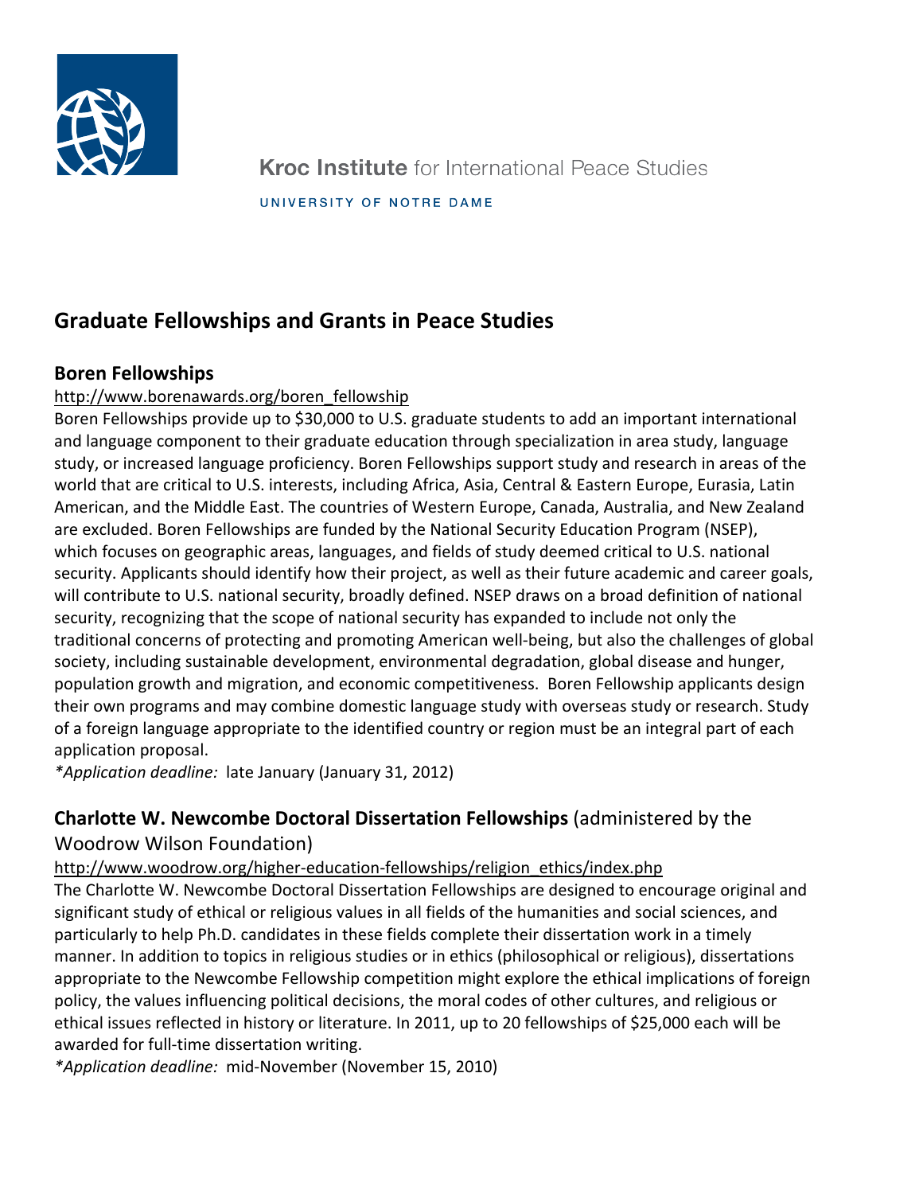Kroc Institute for International Peace Studies

UNIVERSITY OF NOTRE DAME

# Graduate Fellowships and Grants in Peace Studies

## Boren Fellowships

http://www.borenawards.org/boren_fellowship

Boren Fellowships provide up to $30,000 to U.S. graduate students to add an important international and language component to their graduate education through specialization in area study, language study, or increased language proficiency. Boren Fellowships support study and research in areas of the world that are critical to U.S. interests, including Africa, Asia, Central & Eastern Europe, Eurasia, Latin American, and the Middle East. The countries of Western Europe, Canada, Australia, and New Zealand are excluded. Boren Fellowships are funded by the National Security Education Program (NSEP), which focuses on geographic areas, languages, and fields of study deemed critical to U.S. national security. Applicants should identify how their project, as well as their future academic and career goals, will contribute to U.S. national security, broadly defined. NSEP draws on a broad definition of national security, recognizing that the scope of national security has expanded to include not only the traditional concerns of protecting and promoting American well-being, but also the challenges of global society, including sustainable development, environmental degradation, global disease and hunger, population growth and migration, and economic competitiveness. Boren Fellowship applicants design their own programs and may combine domestic language study with overseas study or research. Study of a foreign language appropriate to the identified country or region must be an integral part of each application proposal.

*\*Application deadline:* late January (January 31, 2012)

## Charlotte W. Newcombe Doctoral Dissertation Fellowships (administered by the Woodrow Wilson Foundation)

http://www.woodrow.org/higher-education-fellowships/religion_ethics/index.php

The Charlotte W. Newcombe Doctoral Dissertation Fellowships are designed to encourage original and significant study of ethical or religious values in all fields of the humanities and social sciences, and particularly to help Ph.D. candidates in these fields complete their dissertation work in a timely manner. In addition to topics in religious studies or in ethics (philosophical or religious), dissertations appropriate to the Newcombe Fellowship competition might explore the ethical implications of foreign policy, the values influencing political decisions, the moral codes of other cultures, and religious or ethical issues reflected in history or literature. In 2011, up to 20 fellowships of $25,000 each will be awarded for full-time dissertation writing.

*\*Application deadline:* mid-November (November 15, 2010)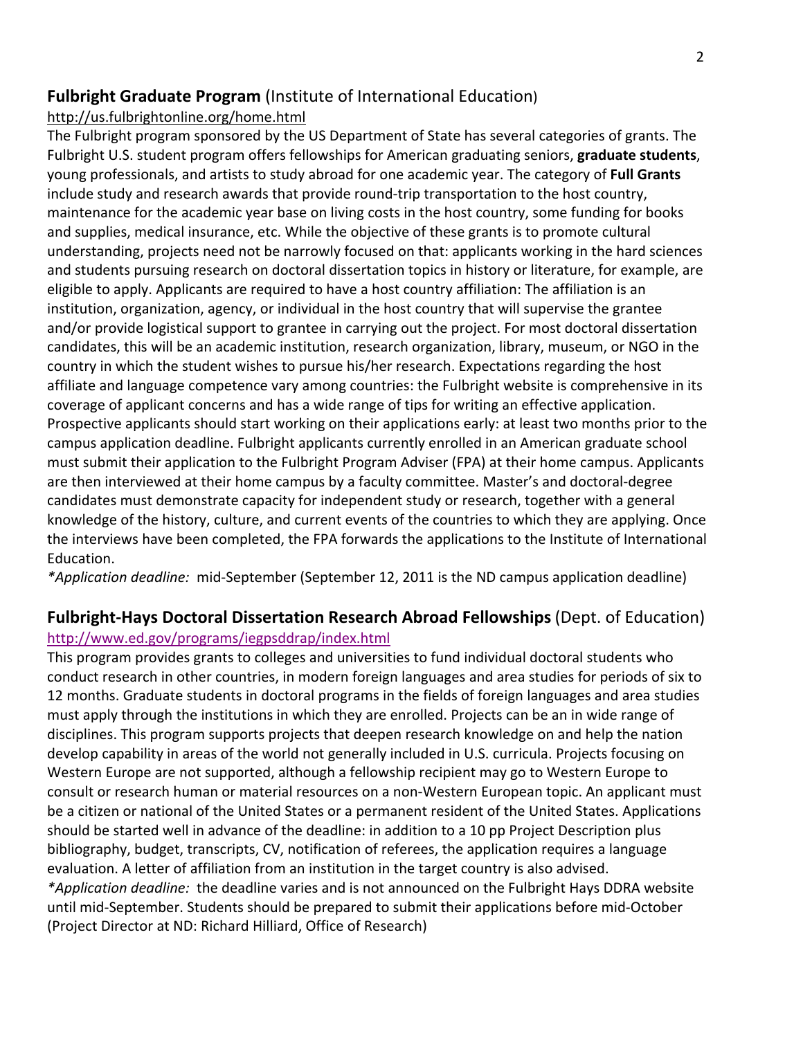## **Fulbright Graduate Program** (Institute of International Education)

http://us.fulbrightonline.org/home.html

The Fulbright program sponsored by the US Department of State has several categories of grants. The Fulbright U.S. student program offers fellowships for American graduating seniors, **graduate students**, young professionals, and artists to study abroad for one academic year. The category of **Full Grants** include study and research awards that provide round-trip transportation to the host country, maintenance for the academic year base on living costs in the host country, some funding for books and supplies, medical insurance, etc. While the objective of these grants is to promote cultural understanding, projects need not be narrowly focused on that: applicants working in the hard sciences and students pursuing research on doctoral dissertation topics in history or literature, for example, are eligible to apply. Applicants are required to have a host country affiliation: The affiliation is an institution, organization, agency, or individual in the host country that will supervise the grantee and/or provide logistical support to grantee in carrying out the project. For most doctoral dissertation candidates, this will be an academic institution, research organization, library, museum, or NGO in the country in which the student wishes to pursue his/her research. Expectations regarding the host affiliate and language competence vary among countries: the Fulbright website is comprehensive in its coverage of applicant concerns and has a wide range of tips for writing an effective application. Prospective applicants should start working on their applications early: at least two months prior to the campus application deadline. Fulbright applicants currently enrolled in an American graduate school must submit their application to the Fulbright Program Adviser (FPA) at their home campus. Applicants are then interviewed at their home campus by a faculty committee. Master's and doctoral-degree candidates must demonstrate capacity for independent study or research, together with a general knowledge of the history, culture, and current events of the countries to which they are applying. Once the interviews have been completed, the FPA forwards the applications to the Institute of International Education.

**Application deadline:* mid-September (September 12, 2011 is the ND campus application deadline)

## **Fulbright-Hays Doctoral Dissertation Research Abroad Fellowships** (Dept. of Education)

http://www.ed.gov/programs/iegpsddrap/index.html

This program provides grants to colleges and universities to fund individual doctoral students who conduct research in other countries, in modern foreign languages and area studies for periods of six to 12 months. Graduate students in doctoral programs in the fields of foreign languages and area studies must apply through the institutions in which they are enrolled. Projects can be an in wide range of disciplines. This program supports projects that deepen research knowledge on and help the nation develop capability in areas of the world not generally included in U.S. curricula. Projects focusing on Western Europe are not supported, although a fellowship recipient may go to Western Europe to consult or research human or material resources on a non-Western European topic. An applicant must be a citizen or national of the United States or a permanent resident of the United States. Applications should be started well in advance of the deadline: in addition to a 10 pp Project Description plus bibliography, budget, transcripts, CV, notification of referees, the application requires a language evaluation. A letter of affiliation from an institution in the target country is also advised.

**Application deadline:* the deadline varies and is not announced on the Fulbright Hays DDRA website until mid-September. Students should be prepared to submit their applications before mid-October (Project Director at ND: Richard Hilliard, Office of Research)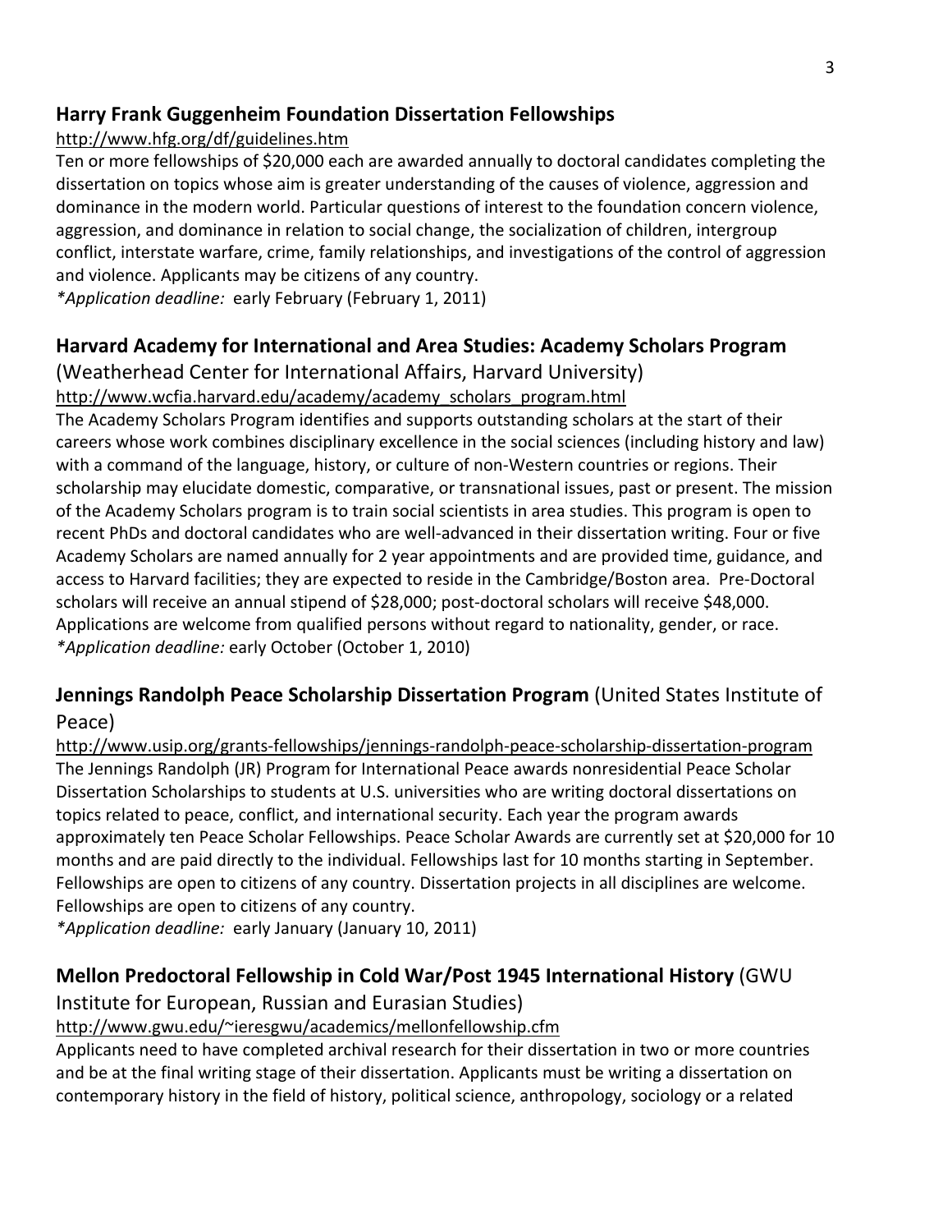### Harry Frank Guggenheim Foundation Dissertation Fellowships

http://www.hfg.org/df/guidelines.htm

Ten or more fellowships of $20,000 each are awarded annually to doctoral candidates completing the dissertation on topics whose aim is greater understanding of the causes of violence, aggression and dominance in the modern world. Particular questions of interest to the foundation concern violence, aggression, and dominance in relation to social change, the socialization of children, intergroup conflict, interstate warfare, crime, family relationships, and investigations of the control of aggression and violence. Applicants may be citizens of any country.

*\*Application deadline:* early February (February 1, 2011)

### Harvard Academy for International and Area Studies: Academy Scholars Program

(Weatherhead Center for International Affairs, Harvard University)

http://www.wcfia.harvard.edu/academy/academy_scholars_program.html

The Academy Scholars Program identifies and supports outstanding scholars at the start of their careers whose work combines disciplinary excellence in the social sciences (including history and law) with a command of the language, history, or culture of non-Western countries or regions. Their scholarship may elucidate domestic, comparative, or transnational issues, past or present. The mission of the Academy Scholars program is to train social scientists in area studies. This program is open to recent PhDs and doctoral candidates who are well-advanced in their dissertation writing. Four or five Academy Scholars are named annually for 2 year appointments and are provided time, guidance, and access to Harvard facilities; they are expected to reside in the Cambridge/Boston area. Pre-Doctoral scholars will receive an annual stipend of $28,000; post-doctoral scholars will receive $48,000. Applications are welcome from qualified persons without regard to nationality, gender, or race.

*\*Application deadline:* early October (October 1, 2010)

### Jennings Randolph Peace Scholarship Dissertation Program (United States Institute of Peace)

http://www.usip.org/grants-fellowships/jennings-randolph-peace-scholarship-dissertation-program

The Jennings Randolph (JR) Program for International Peace awards nonresidential Peace Scholar Dissertation Scholarships to students at U.S. universities who are writing doctoral dissertations on topics related to peace, conflict, and international security. Each year the program awards approximately ten Peace Scholar Fellowships. Peace Scholar Awards are currently set at $20,000 for 10 months and are paid directly to the individual. Fellowships last for 10 months starting in September. Fellowships are open to citizens of any country. Dissertation projects in all disciplines are welcome. Fellowships are open to citizens of any country.

*\*Application deadline:* early January (January 10, 2011)

### Mellon Predoctoral Fellowship in Cold War/Post 1945 International History (GWU Institute for European, Russian and Eurasian Studies)

http://www.gwu.edu/~ieresgwu/academics/mellonfellowship.cfm

Applicants need to have completed archival research for their dissertation in two or more countries and be at the final writing stage of their dissertation. Applicants must be writing a dissertation on contemporary history in the field of history, political science, anthropology, sociology or a related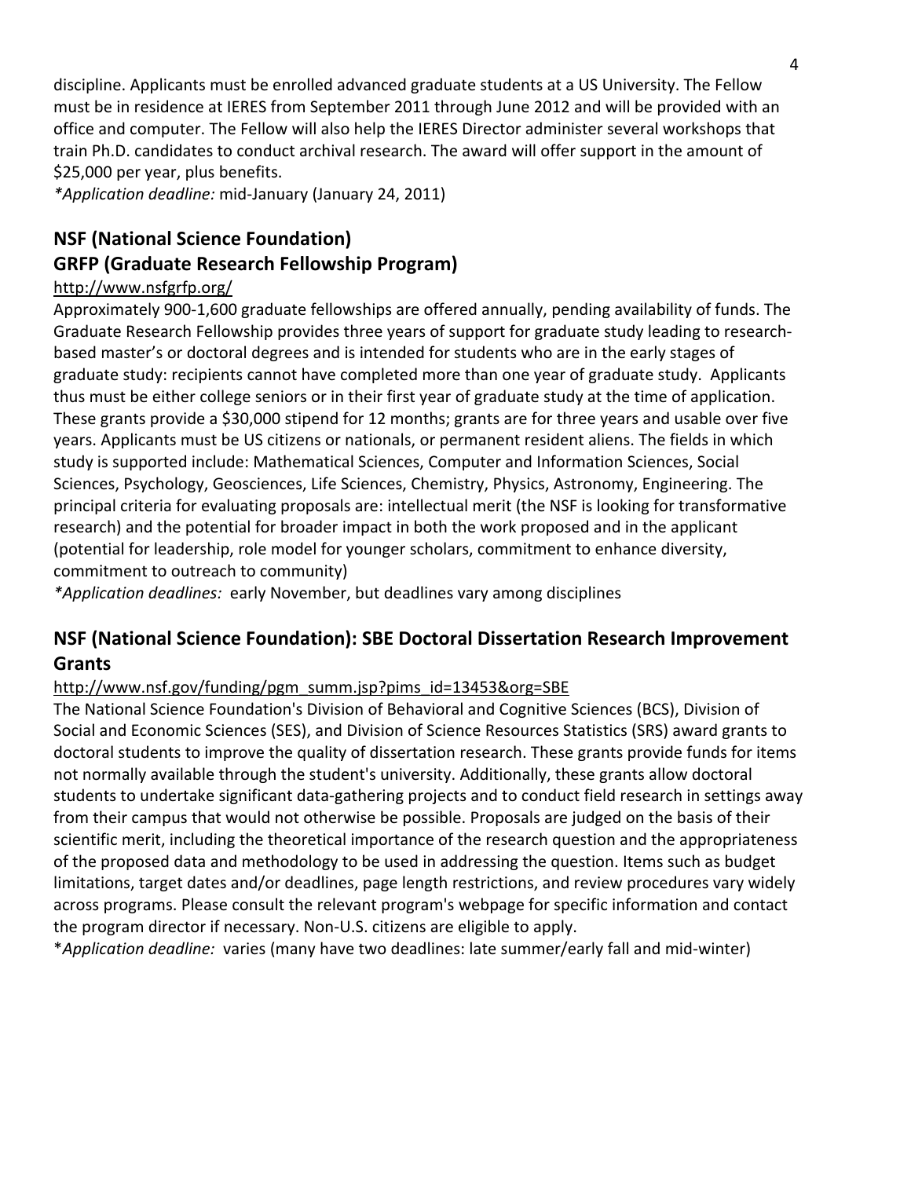discipline. Applicants must be enrolled advanced graduate students at a US University. The Fellow must be in residence at IERES from September 2011 through June 2012 and will be provided with an office and computer. The Fellow will also help the IERES Director administer several workshops that train Ph.D. candidates to conduct archival research. The award will offer support in the amount of $25,000 per year, plus benefits.

**Application deadline:* mid-January (January 24, 2011)

## NSF (National Science Foundation)
## GRFP (Graduate Research Fellowship Program)

http://www.nsfgrfp.org/

Approximately 900-1,600 graduate fellowships are offered annually, pending availability of funds. The Graduate Research Fellowship provides three years of support for graduate study leading to research-based master's or doctoral degrees and is intended for students who are in the early stages of graduate study: recipients cannot have completed more than one year of graduate study. Applicants thus must be either college seniors or in their first year of graduate study at the time of application. These grants provide a $30,000 stipend for 12 months; grants are for three years and usable over five years. Applicants must be US citizens or nationals, or permanent resident aliens. The fields in which study is supported include: Mathematical Sciences, Computer and Information Sciences, Social Sciences, Psychology, Geosciences, Life Sciences, Chemistry, Physics, Astronomy, Engineering. The principal criteria for evaluating proposals are: intellectual merit (the NSF is looking for transformative research) and the potential for broader impact in both the work proposed and in the applicant (potential for leadership, role model for younger scholars, commitment to enhance diversity, commitment to outreach to community)

**Application deadlines:* early November, but deadlines vary among disciplines

## NSF (National Science Foundation): SBE Doctoral Dissertation Research Improvement Grants

http://www.nsf.gov/funding/pgm_summ.jsp?pims_id=13453&org=SBE

The National Science Foundation's Division of Behavioral and Cognitive Sciences (BCS), Division of Social and Economic Sciences (SES), and Division of Science Resources Statistics (SRS) award grants to doctoral students to improve the quality of dissertation research. These grants provide funds for items not normally available through the student's university. Additionally, these grants allow doctoral students to undertake significant data-gathering projects and to conduct field research in settings away from their campus that would not otherwise be possible. Proposals are judged on the basis of their scientific merit, including the theoretical importance of the research question and the appropriateness of the proposed data and methodology to be used in addressing the question. Items such as budget limitations, target dates and/or deadlines, page length restrictions, and review procedures vary widely across programs. Please consult the relevant program's webpage for specific information and contact the program director if necessary. Non-U.S. citizens are eligible to apply.

**Application deadline:* varies (many have two deadlines: late summer/early fall and mid-winter)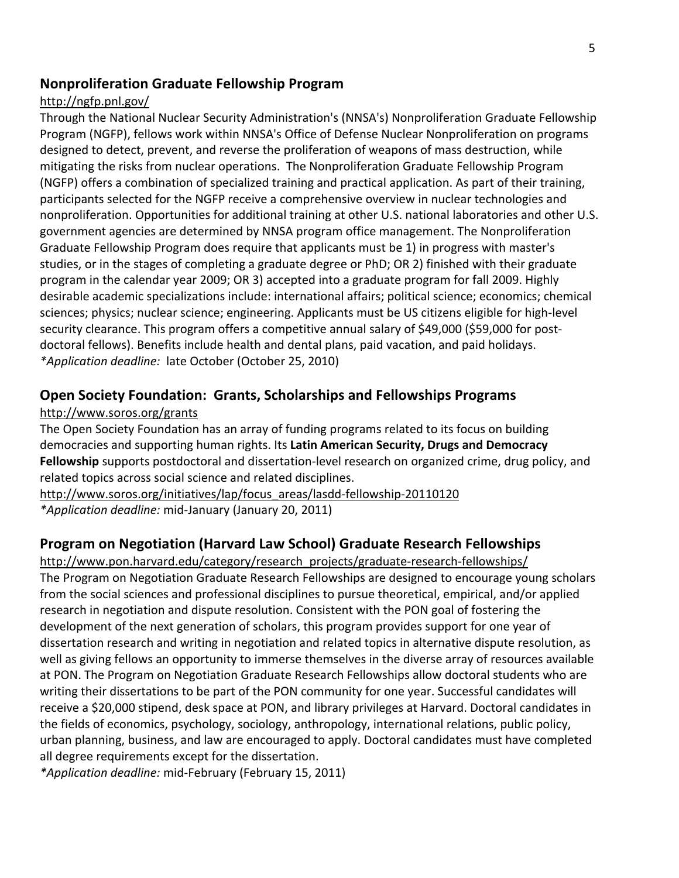## Nonproliferation Graduate Fellowship Program

http://ngfp.pnl.gov/

Through the National Nuclear Security Administration's (NNSA's) Nonproliferation Graduate Fellowship Program (NGFP), fellows work within NNSA's Office of Defense Nuclear Nonproliferation on programs designed to detect, prevent, and reverse the proliferation of weapons of mass destruction, while mitigating the risks from nuclear operations. The Nonproliferation Graduate Fellowship Program (NGFP) offers a combination of specialized training and practical application. As part of their training, participants selected for the NGFP receive a comprehensive overview in nuclear technologies and nonproliferation. Opportunities for additional training at other U.S. national laboratories and other U.S. government agencies are determined by NNSA program office management. The Nonproliferation Graduate Fellowship Program does require that applicants must be 1) in progress with master's studies, or in the stages of completing a graduate degree or PhD; OR 2) finished with their graduate program in the calendar year 2009; OR 3) accepted into a graduate program for fall 2009. Highly desirable academic specializations include: international affairs; political science; economics; chemical sciences; physics; nuclear science; engineering. Applicants must be US citizens eligible for high-level security clearance. This program offers a competitive annual salary of $49,000 ($59,000 for post-doctoral fellows). Benefits include health and dental plans, paid vacation, and paid holidays.

*\*Application deadline:* late October (October 25, 2010)

## Open Society Foundation: Grants, Scholarships and Fellowships Programs

http://www.soros.org/grants

The Open Society Foundation has an array of funding programs related to its focus on building democracies and supporting human rights. Its **Latin American Security, Drugs and Democracy Fellowship** supports postdoctoral and dissertation-level research on organized crime, drug policy, and related topics across social science and related disciplines.

http://www.soros.org/initiatives/lap/focus_areas/lasdd-fellowship-20110120

*\*Application deadline:* mid-January (January 20, 2011)

## Program on Negotiation (Harvard Law School) Graduate Research Fellowships

http://www.pon.harvard.edu/category/research_projects/graduate-research-fellowships/

The Program on Negotiation Graduate Research Fellowships are designed to encourage young scholars from the social sciences and professional disciplines to pursue theoretical, empirical, and/or applied research in negotiation and dispute resolution. Consistent with the PON goal of fostering the development of the next generation of scholars, this program provides support for one year of dissertation research and writing in negotiation and related topics in alternative dispute resolution, as well as giving fellows an opportunity to immerse themselves in the diverse array of resources available at PON. The Program on Negotiation Graduate Research Fellowships allow doctoral students who are writing their dissertations to be part of the PON community for one year. Successful candidates will receive a $20,000 stipend, desk space at PON, and library privileges at Harvard. Doctoral candidates in the fields of economics, psychology, sociology, anthropology, international relations, public policy, urban planning, business, and law are encouraged to apply. Doctoral candidates must have completed all degree requirements except for the dissertation.

*\*Application deadline:* mid-February (February 15, 2011)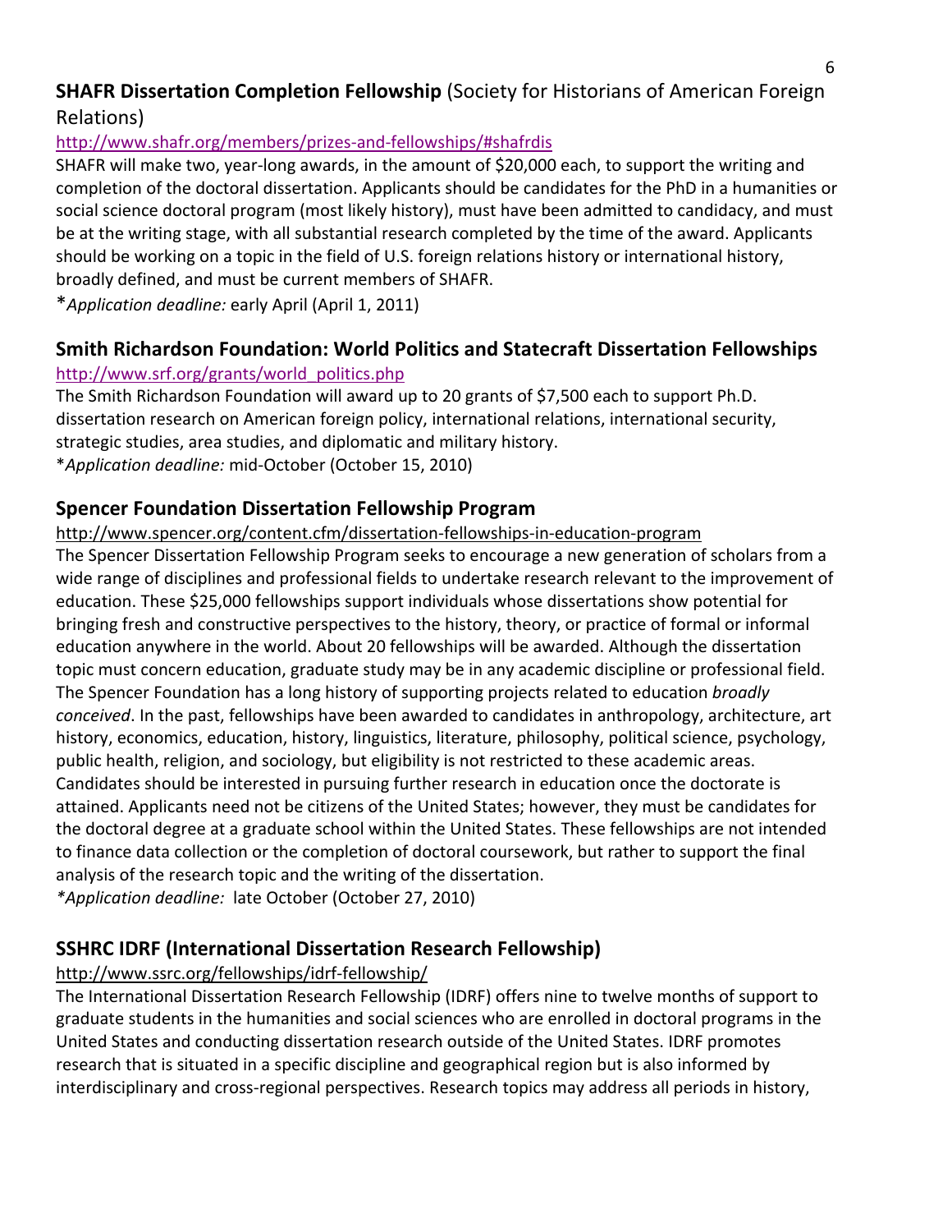**SHAFR Dissertation Completion Fellowship** (Society for Historians of American Foreign Relations)

http://www.shafr.org/members/prizes-and-fellowships/#shafrdis

SHAFR will make two, year-long awards, in the amount of $20,000 each, to support the writing and completion of the doctoral dissertation. Applicants should be candidates for the PhD in a humanities or social science doctoral program (most likely history), must have been admitted to candidacy, and must be at the writing stage, with all substantial research completed by the time of the award. Applicants should be working on a topic in the field of U.S. foreign relations history or international history, broadly defined, and must be current members of SHAFR.

\**Application deadline:* early April (April 1, 2011)

**Smith Richardson Foundation: World Politics and Statecraft Dissertation Fellowships**

http://www.srf.org/grants/world_politics.php

The Smith Richardson Foundation will award up to 20 grants of $7,500 each to support Ph.D. dissertation research on American foreign policy, international relations, international security, strategic studies, area studies, and diplomatic and military history.

\**Application deadline:* mid-October (October 15, 2010)

**Spencer Foundation Dissertation Fellowship Program**

http://www.spencer.org/content.cfm/dissertation-fellowships-in-education-program

The Spencer Dissertation Fellowship Program seeks to encourage a new generation of scholars from a wide range of disciplines and professional fields to undertake research relevant to the improvement of education. These $25,000 fellowships support individuals whose dissertations show potential for bringing fresh and constructive perspectives to the history, theory, or practice of formal or informal education anywhere in the world. About 20 fellowships will be awarded. Although the dissertation topic must concern education, graduate study may be in any academic discipline or professional field. The Spencer Foundation has a long history of supporting projects related to education *broadly conceived*. In the past, fellowships have been awarded to candidates in anthropology, architecture, art history, economics, education, history, linguistics, literature, philosophy, political science, psychology, public health, religion, and sociology, but eligibility is not restricted to these academic areas. Candidates should be interested in pursuing further research in education once the doctorate is attained. Applicants need not be citizens of the United States; however, they must be candidates for the doctoral degree at a graduate school within the United States. These fellowships are not intended to finance data collection or the completion of doctoral coursework, but rather to support the final analysis of the research topic and the writing of the dissertation.

*\*Application deadline:* late October (October 27, 2010)

**SSHRC IDRF (International Dissertation Research Fellowship)**

http://www.ssrc.org/fellowships/idrf-fellowship/

The International Dissertation Research Fellowship (IDRF) offers nine to twelve months of support to graduate students in the humanities and social sciences who are enrolled in doctoral programs in the United States and conducting dissertation research outside of the United States. IDRF promotes research that is situated in a specific discipline and geographical region but is also informed by interdisciplinary and cross-regional perspectives. Research topics may address all periods in history,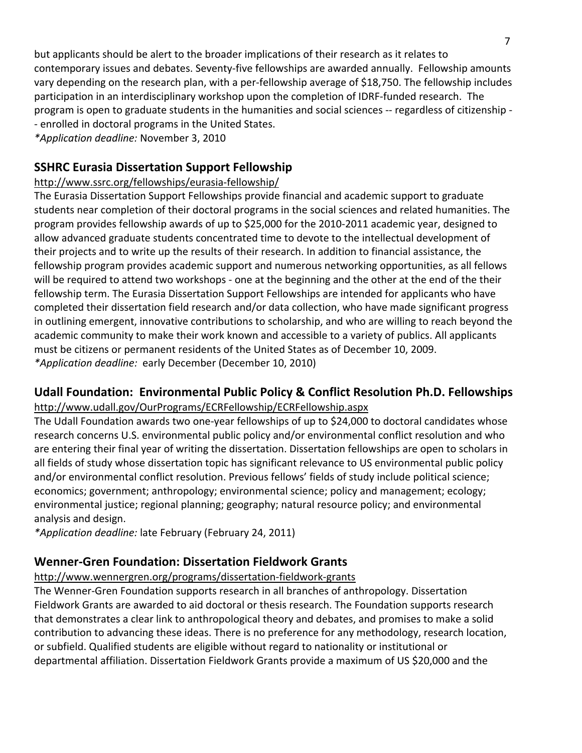but applicants should be alert to the broader implications of their research as it relates to contemporary issues and debates. Seventy-five fellowships are awarded annually. Fellowship amounts vary depending on the research plan, with a per-fellowship average of $18,750. The fellowship includes participation in an interdisciplinary workshop upon the completion of IDRF-funded research. The program is open to graduate students in the humanities and social sciences -- regardless of citizenship -- enrolled in doctoral programs in the United States.

*\*Application deadline:* November 3, 2010

## SSHRC Eurasia Dissertation Support Fellowship

http://www.ssrc.org/fellowships/eurasia-fellowship/

The Eurasia Dissertation Support Fellowships provide financial and academic support to graduate students near completion of their doctoral programs in the social sciences and related humanities. The program provides fellowship awards of up to $25,000 for the 2010-2011 academic year, designed to allow advanced graduate students concentrated time to devote to the intellectual development of their projects and to write up the results of their research. In addition to financial assistance, the fellowship program provides academic support and numerous networking opportunities, as all fellows will be required to attend two workshops - one at the beginning and the other at the end of the their fellowship term. The Eurasia Dissertation Support Fellowships are intended for applicants who have completed their dissertation field research and/or data collection, who have made significant progress in outlining emergent, innovative contributions to scholarship, and who are willing to reach beyond the academic community to make their work known and accessible to a variety of publics. All applicants must be citizens or permanent residents of the United States as of December 10, 2009.

*\*Application deadline:* early December (December 10, 2010)

## Udall Foundation: Environmental Public Policy & Conflict Resolution Ph.D. Fellowships

http://www.udall.gov/OurPrograms/ECRFellowship/ECRFellowship.aspx

The Udall Foundation awards two one-year fellowships of up to $24,000 to doctoral candidates whose research concerns U.S. environmental public policy and/or environmental conflict resolution and who are entering their final year of writing the dissertation. Dissertation fellowships are open to scholars in all fields of study whose dissertation topic has significant relevance to US environmental public policy and/or environmental conflict resolution. Previous fellows' fields of study include political science; economics; government; anthropology; environmental science; policy and management; ecology; environmental justice; regional planning; geography; natural resource policy; and environmental analysis and design.

*\*Application deadline:* late February (February 24, 2011)

## Wenner-Gren Foundation: Dissertation Fieldwork Grants

http://www.wennergren.org/programs/dissertation-fieldwork-grants

The Wenner-Gren Foundation supports research in all branches of anthropology. Dissertation Fieldwork Grants are awarded to aid doctoral or thesis research. The Foundation supports research that demonstrates a clear link to anthropological theory and debates, and promises to make a solid contribution to advancing these ideas. There is no preference for any methodology, research location, or subfield. Qualified students are eligible without regard to nationality or institutional or departmental affiliation. Dissertation Fieldwork Grants provide a maximum of US $20,000 and the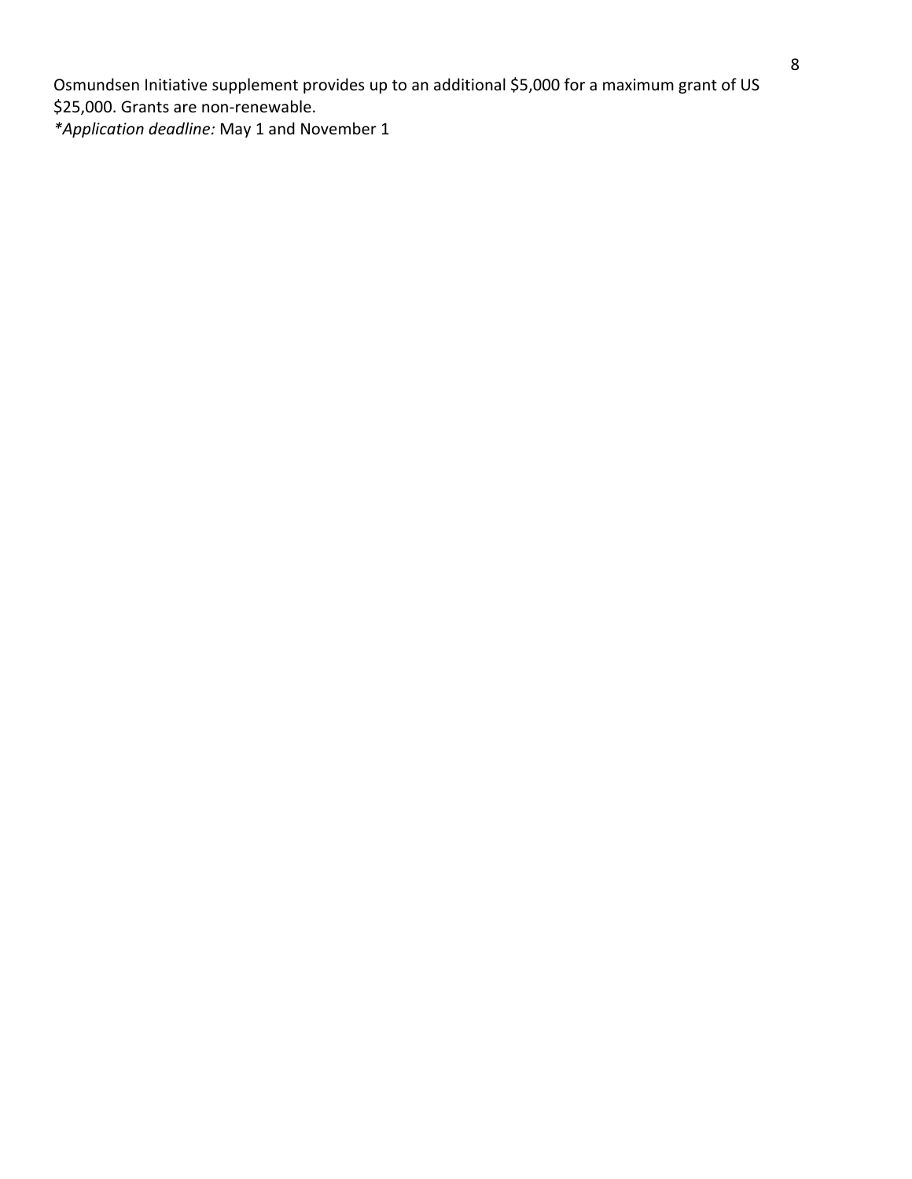Osmundsen Initiative supplement provides up to an additional $5,000 for a maximum grant of US $25,000. Grants are non-renewable.
*\*Application deadline:* May 1 and November 1